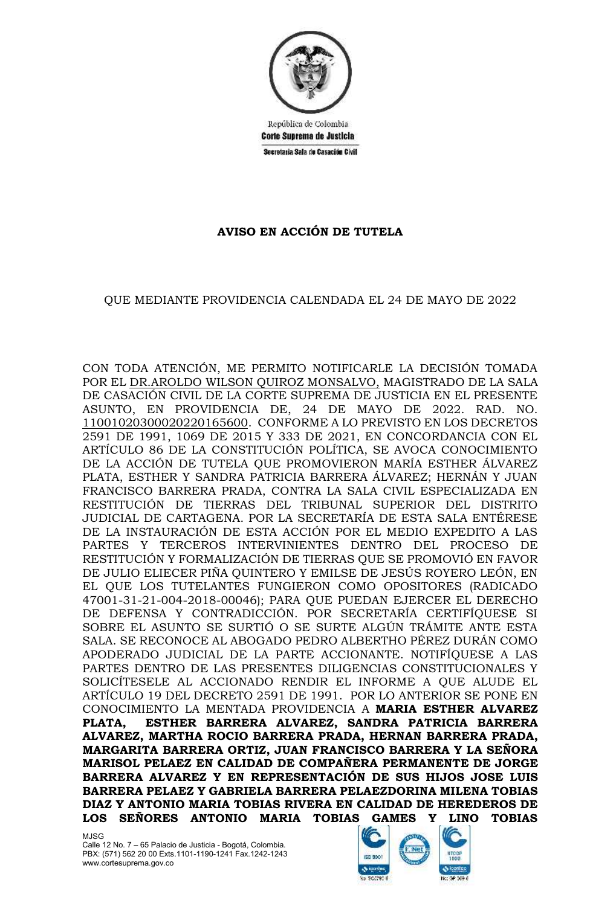República de Colombia
**Corte Suprema de Justicia**
Secretaría Sala de Casación Civil

**AVISO EN ACCIÓN DE TUTELA**

QUE MEDIANTE PROVIDENCIA CALENDADA EL 24 DE MAYO DE 2022

CON TODA ATENCIÓN, ME PERMITO NOTIFICARLE LA DECISIÓN TOMADA POR EL DR.AROLDO WILSON QUIROZ MONSALVO, MAGISTRADO DE LA SALA DE CASACIÓN CIVIL DE LA CORTE SUPREMA DE JUSTICIA EN EL PRESENTE ASUNTO, EN PROVIDENCIA DE, 24 DE MAYO DE 2022. RAD. NO. 11001020300020220165600. CONFORME A LO PREVISTO EN LOS DECRETOS 2591 DE 1991, 1069 DE 2015 Y 333 DE 2021, EN CONCORDANCIA CON EL ARTÍCULO 86 DE LA CONSTITUCIÓN POLÍTICA, SE AVOCA CONOCIMIENTO DE LA ACCIÓN DE TUTELA QUE PROMOVIERON MARÍA ESTHER ÁLVAREZ PLATA, ESTHER Y SANDRA PATRICIA BARRERA ÁLVAREZ; HERNÁN Y JUAN FRANCISCO BARRERA PRADA, CONTRA LA SALA CIVIL ESPECIALIZADA EN RESTITUCIÓN DE TIERRAS DEL TRIBUNAL SUPERIOR DEL DISTRITO JUDICIAL DE CARTAGENA. POR LA SECRETARÍA DE ESTA SALA ENTÉRESE DE LA INSTAURACIÓN DE ESTA ACCIÓN POR EL MEDIO EXPEDITO A LAS PARTES Y TERCEROS INTERVINIENTES DENTRO DEL PROCESO DE RESTITUCIÓN Y FORMALIZACIÓN DE TIERRAS QUE SE PROMOVIÓ EN FAVOR DE JULIO ELIECER PIÑA QUINTERO Y EMILSE DE JESÚS ROYERO LEÓN, EN EL QUE LOS TUTELANTES FUNGIERON COMO OPOSITORES (RADICADO 47001-31-21-004-2018-00046); PARA QUE PUEDAN EJERCER EL DERECHO DE DEFENSA Y CONTRADICCIÓN. POR SECRETARÍA CERTIFÍQUESE SI SOBRE EL ASUNTO SE SURTIÓ O SE SURTE ALGÚN TRÁMITE ANTE ESTA SALA. SE RECONOCE AL ABOGADO PEDRO ALBERTHO PÉREZ DURÁN COMO APODERADO JUDICIAL DE LA PARTE ACCIONANTE. NOTIFÍQUESE A LAS PARTES DENTRO DE LAS PRESENTES DILIGENCIAS CONSTITUCIONALES Y SOLICÍTESELE AL ACCIONADO RENDIR EL INFORME A QUE ALUDE EL ARTÍCULO 19 DEL DECRETO 2591 DE 1991. POR LO ANTERIOR SE PONE EN CONOCIMIENTO LA MENTADA PROVIDENCIA A **MARIA ESTHER ALVAREZ PLATA, ESTHER BARRERA ALVAREZ, SANDRA PATRICIA BARRERA ALVAREZ, MARTHA ROCIO BARRERA PRADA, HERNAN BARRERA PRADA, MARGARITA BARRERA ORTIZ, JUAN FRANCISCO BARRERA Y LA SEÑORA MARISOL PELAEZ EN CALIDAD DE COMPAÑERA PERMANENTE DE JORGE BARRERA ALVAREZ Y EN REPRESENTACIÓN DE SUS HIJOS JOSE LUIS BARRERA PELAEZ Y GABRIELA BARRERA PELAEZDORINA MILENA TOBIAS DIAZ Y ANTONIO MARIA TOBIAS RIVERA EN CALIDAD DE HEREDEROS DE LOS SEÑORES ANTONIO MARIA TOBIAS GAMES Y LINO TOBIAS**

MJSG
Calle 12 No. 7 – 65 Palacio de Justicia - Bogotá, Colombia.
PBX: (571) 562 20 00 Exts.1101-1190-1241 Fax.1242-1243
www.cortesuprema.gov.co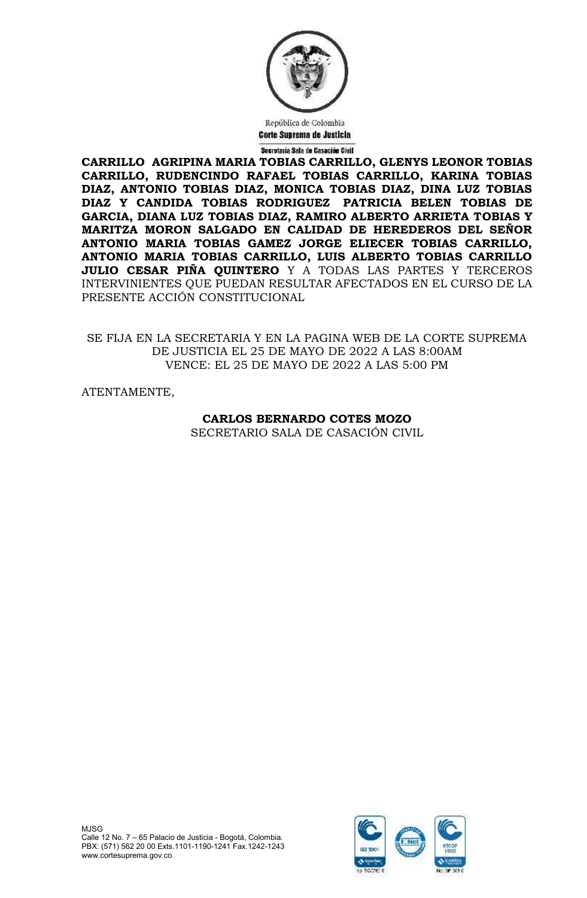**CARRILLO AGRIPINA MARIA TOBIAS CARRILLO, GLENYS LEONOR TOBIAS CARRILLO, RUDENCINDO RAFAEL TOBIAS CARRILLO, KARINA TOBIAS DIAZ, ANTONIO TOBIAS DIAZ, MONICA TOBIAS DIAZ, DINA LUZ TOBIAS DIAZ Y CANDIDA TOBIAS RODRIGUEZ PATRICIA BELEN TOBIAS DE GARCIA, DIANA LUZ TOBIAS DIAZ, RAMIRO ALBERTO ARRIETA TOBIAS Y MARITZA MORON SALGADO EN CALIDAD DE HEREDEROS DEL SEÑOR ANTONIO MARIA TOBIAS GAMEZ JORGE ELIECER TOBIAS CARRILLO, ANTONIO MARIA TOBIAS CARRILLO, LUIS ALBERTO TOBIAS CARRILLO JULIO CESAR PIÑA QUINTERO** Y A TODAS LAS PARTES Y TERCEROS INTERVINIENTES QUE PUEDAN RESULTAR AFECTADOS EN EL CURSO DE LA PRESENTE ACCIÓN CONSTITUCIONAL

SE FIJA EN LA SECRETARIA Y EN LA PAGINA WEB DE LA CORTE SUPREMA DE JUSTICIA EL 25 DE MAYO DE 2022 A LAS 8:00AM
VENCE: EL 25 DE MAYO DE 2022 A LAS 5:00 PM

ATENTAMENTE,

**CARLOS BERNARDO COTES MOZO**
SECRETARIO SALA DE CASACIÓN CIVIL

MJSG
Calle 12 No. 7 – 65 Palacio de Justicia - Bogotá, Colombia.
PBX: (571) 562 20 00 Exts.1101-1190-1241 Fax.1242-1243
www.cortesuprema.gov.co